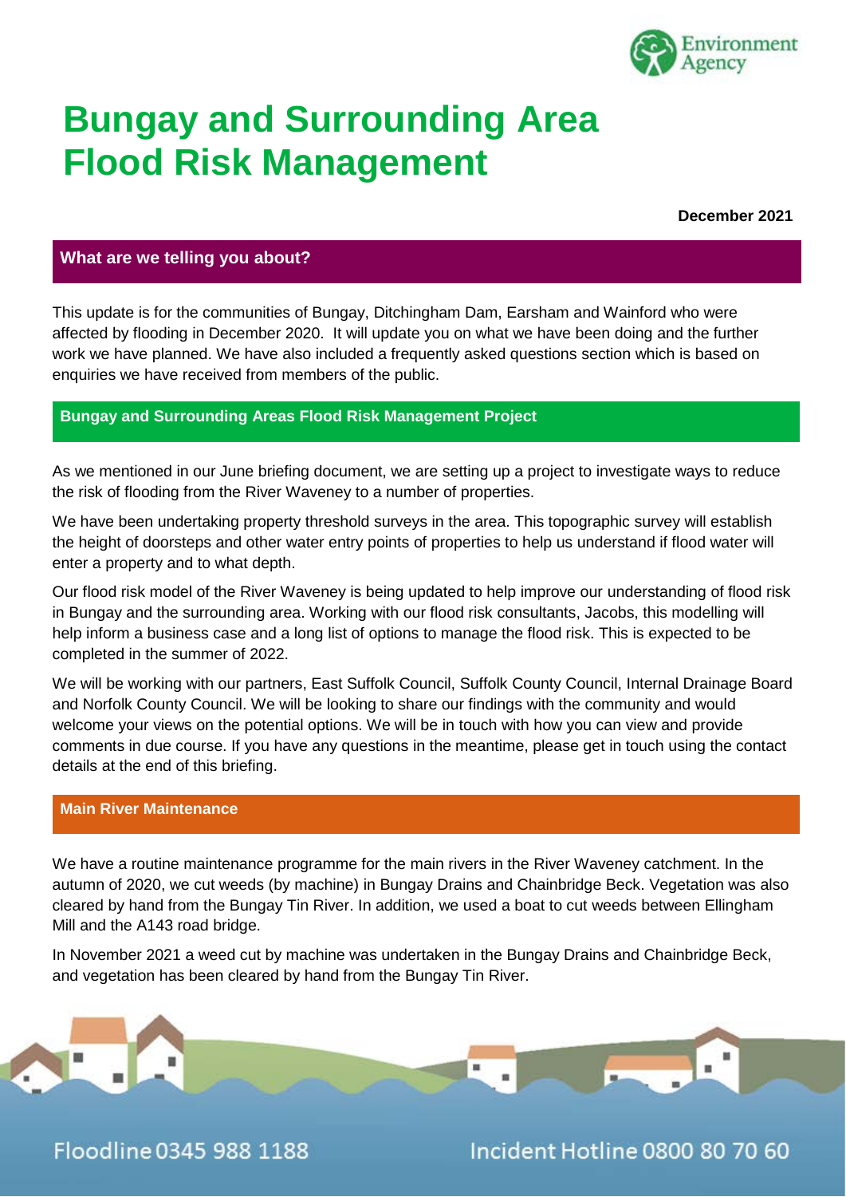# Bungay and Surrounding Area Flood Risk Management

**December 2021**

## What are we telling you about?

This update is for the communities of Bungay, Ditchingham Dam, Earsham and Wainford who were affected by flooding in December 2020. It will update you on what we have been doing and the further work we have planned. We have also included a frequently asked questions section which is based on enquiries we have received from members of the public.

## Bungay and Surrounding Areas Flood Risk Management Project

As we mentioned in our June briefing document, we are setting up a project to investigate ways to reduce the risk of flooding from the River Waveney to a number of properties.

We have been undertaking property threshold surveys in the area. This topographic survey will establish the height of doorsteps and other water entry points of properties to help us understand if flood water will enter a property and to what depth.

Our flood risk model of the River Waveney is being updated to help improve our understanding of flood risk in Bungay and the surrounding area. Working with our flood risk consultants, Jacobs, this modelling will help inform a business case and a long list of options to manage the flood risk. This is expected to be completed in the summer of 2022.

We will be working with our partners, East Suffolk Council, Suffolk County Council, Internal Drainage Board and Norfolk County Council. We will be looking to share our findings with the community and would welcome your views on the potential options. We will be in touch with how you can view and provide comments in due course. If you have any questions in the meantime, please get in touch using the contact details at the end of this briefing.

## Main River Maintenance

We have a routine maintenance programme for the main rivers in the River Waveney catchment. In the autumn of 2020, we cut weeds (by machine) in Bungay Drains and Chainbridge Beck. Vegetation was also cleared by hand from the Bungay Tin River. In addition, we used a boat to cut weeds between Ellingham Mill and the A143 road bridge.

In November 2021 a weed cut by machine was undertaken in the Bungay Drains and Chainbridge Beck, and vegetation has been cleared by hand from the Bungay Tin River.

Floodline 0345 988 1188

Incident Hotline 0800 80 70 60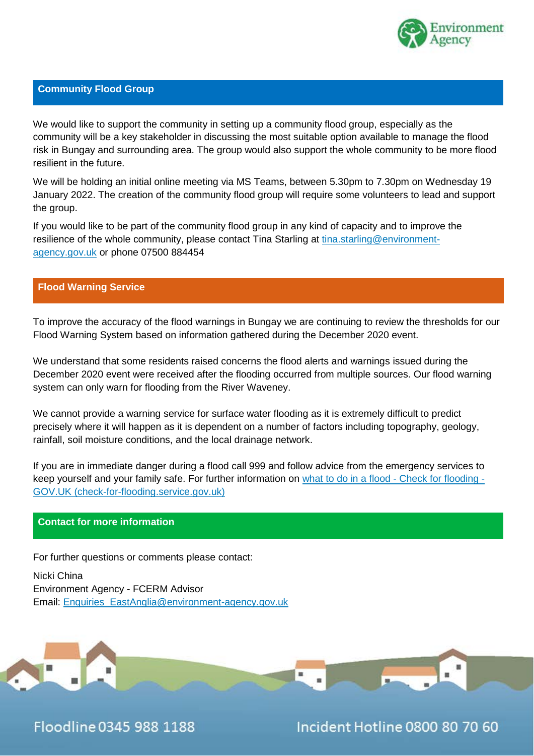## Community Flood Group

We would like to support the community in setting up a community flood group, especially as the community will be a key stakeholder in discussing the most suitable option available to manage the flood risk in Bungay and surrounding area. The group would also support the whole community to be more flood resilient in the future.

We will be holding an initial online meeting via MS Teams, between 5.30pm to 7.30pm on Wednesday 19 January 2022. The creation of the community flood group will require some volunteers to lead and support the group.

If you would like to be part of the community flood group in any kind of capacity and to improve the resilience of the whole community, please contact Tina Starling at tina.starling@environment-agency.gov.uk or phone 07500 884454

## Flood Warning Service

To improve the accuracy of the flood warnings in Bungay we are continuing to review the thresholds for our Flood Warning System based on information gathered during the December 2020 event.

We understand that some residents raised concerns the flood alerts and warnings issued during the December 2020 event were received after the flooding occurred from multiple sources. Our flood warning system can only warn for flooding from the River Waveney.

We cannot provide a warning service for surface water flooding as it is extremely difficult to predict precisely where it will happen as it is dependent on a number of factors including topography, geology, rainfall, soil moisture conditions, and the local drainage network.

If you are in immediate danger during a flood call 999 and follow advice from the emergency services to keep yourself and your family safe. For further information on what to do in a flood - Check for flooding - GOV.UK (check-for-flooding.service.gov.uk)

## Contact for more information

For further questions or comments please contact:

Nicki China
Environment Agency - FCERM Advisor
Email: Enquiries_EastAnglia@environment-agency.gov.uk

Floodline 0345 988 1188

Incident Hotline 0800 80 70 60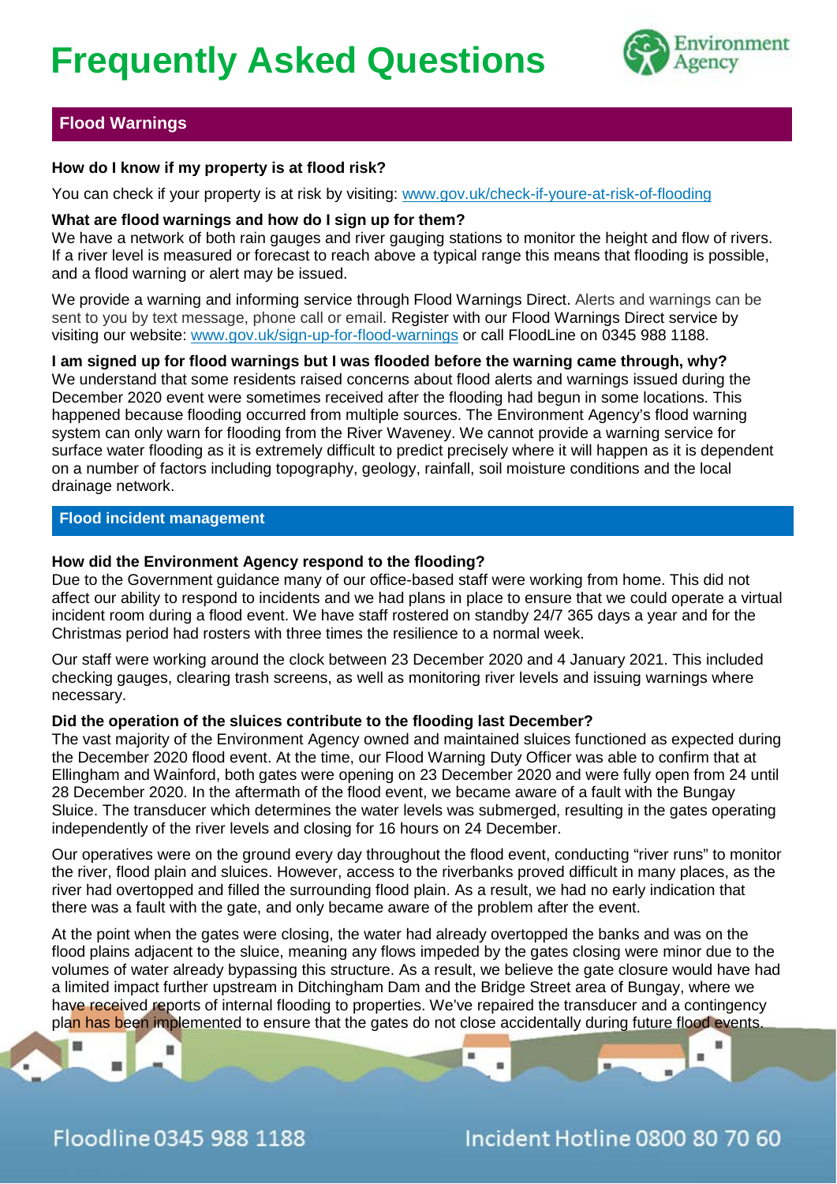# Frequently Asked Questions

## Flood Warnings

**How do I know if my property is at flood risk?**

You can check if your property is at risk by visiting: www.gov.uk/check-if-youre-at-risk-of-flooding

**What are flood warnings and how do I sign up for them?**

We have a network of both rain gauges and river gauging stations to monitor the height and flow of rivers. If a river level is measured or forecast to reach above a typical range this means that flooding is possible, and a flood warning or alert may be issued.

We provide a warning and informing service through Flood Warnings Direct. Alerts and warnings can be sent to you by text message, phone call or email. Register with our Flood Warnings Direct service by visiting our website: www.gov.uk/sign-up-for-flood-warnings or call FloodLine on 0345 988 1188.

**I am signed up for flood warnings but I was flooded before the warning came through, why?**

We understand that some residents raised concerns about flood alerts and warnings issued during the December 2020 event were sometimes received after the flooding had begun in some locations. This happened because flooding occurred from multiple sources. The Environment Agency's flood warning system can only warn for flooding from the River Waveney. We cannot provide a warning service for surface water flooding as it is extremely difficult to predict precisely where it will happen as it is dependent on a number of factors including topography, geology, rainfall, soil moisture conditions and the local drainage network.

## Flood incident management

**How did the Environment Agency respond to the flooding?**

Due to the Government guidance many of our office-based staff were working from home. This did not affect our ability to respond to incidents and we had plans in place to ensure that we could operate a virtual incident room during a flood event. We have staff rostered on standby 24/7 365 days a year and for the Christmas period had rosters with three times the resilience to a normal week.

Our staff were working around the clock between 23 December 2020 and 4 January 2021. This included checking gauges, clearing trash screens, as well as monitoring river levels and issuing warnings where necessary.

**Did the operation of the sluices contribute to the flooding last December?**

The vast majority of the Environment Agency owned and maintained sluices functioned as expected during the December 2020 flood event. At the time, our Flood Warning Duty Officer was able to confirm that at Ellingham and Wainford, both gates were opening on 23 December 2020 and were fully open from 24 until 28 December 2020. In the aftermath of the flood event, we became aware of a fault with the Bungay Sluice. The transducer which determines the water levels was submerged, resulting in the gates operating independently of the river levels and closing for 16 hours on 24 December.

Our operatives were on the ground every day throughout the flood event, conducting "river runs" to monitor the river, flood plain and sluices. However, access to the riverbanks proved difficult in many places, as the river had overtopped and filled the surrounding flood plain. As a result, we had no early indication that there was a fault with the gate, and only became aware of the problem after the event.

At the point when the gates were closing, the water had already overtopped the banks and was on the flood plains adjacent to the sluice, meaning any flows impeded by the gates closing were minor due to the volumes of water already bypassing this structure. As a result, we believe the gate closure would have had a limited impact further upstream in Ditchingham Dam and the Bridge Street area of Bungay, where we have received reports of internal flooding to properties. We've repaired the transducer and a contingency plan has been implemented to ensure that the gates do not close accidentally during future flood events.

Floodline 0345 988 1188

Incident Hotline 0800 80 70 60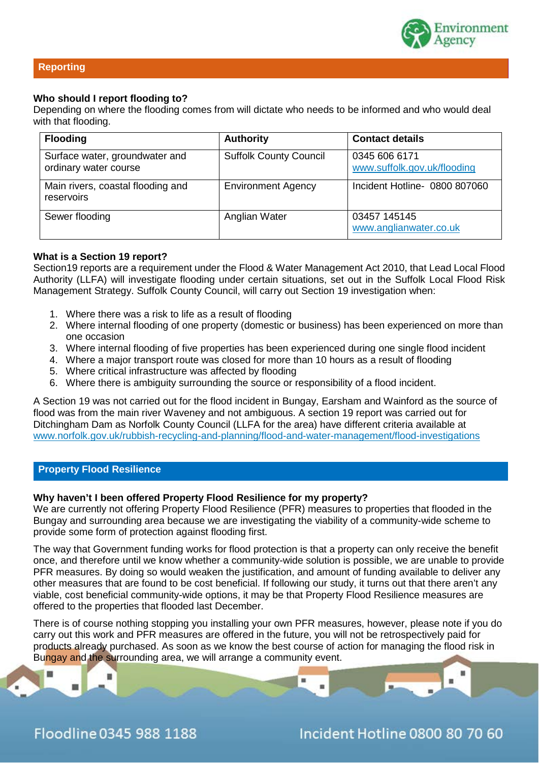## Reporting

**Who should I report flooding to?**

Depending on where the flooding comes from will dictate who needs to be informed and who would deal with that flooding.

| Flooding | Authority | Contact details |
| --- | --- | --- |
| Surface water, groundwater and ordinary water course | Suffolk County Council | 0345 606 6171 www.suffolk.gov.uk/flooding |
| Main rivers, coastal flooding and reservoirs | Environment Agency | Incident Hotline- 0800 807060 |
| Sewer flooding | Anglian Water | 03457 145145 www.anglianwater.co.uk |

**What is a Section 19 report?**

Section19 reports are a requirement under the Flood & Water Management Act 2010, that Lead Local Flood Authority (LLFA) will investigate flooding under certain situations, set out in the Suffolk Local Flood Risk Management Strategy. Suffolk County Council, will carry out Section 19 investigation when:

1. Where there was a risk to life as a result of flooding
2. Where internal flooding of one property (domestic or business) has been experienced on more than one occasion
3. Where internal flooding of five properties has been experienced during one single flood incident
4. Where a major transport route was closed for more than 10 hours as a result of flooding
5. Where critical infrastructure was affected by flooding
6. Where there is ambiguity surrounding the source or responsibility of a flood incident.

A Section 19 was not carried out for the flood incident in Bungay, Earsham and Wainford as the source of flood was from the main river Waveney and not ambiguous. A section 19 report was carried out for Ditchingham Dam as Norfolk County Council (LLFA for the area) have different criteria available at www.norfolk.gov.uk/rubbish-recycling-and-planning/flood-and-water-management/flood-investigations

## Property Flood Resilience

**Why haven't I been offered Property Flood Resilience for my property?**

We are currently not offering Property Flood Resilience (PFR) measures to properties that flooded in the Bungay and surrounding area because we are investigating the viability of a community-wide scheme to provide some form of protection against flooding first.

The way that Government funding works for flood protection is that a property can only receive the benefit once, and therefore until we know whether a community-wide solution is possible, we are unable to provide PFR measures. By doing so would weaken the justification, and amount of funding available to deliver any other measures that are found to be cost beneficial. If following our study, it turns out that there aren't any viable, cost beneficial community-wide options, it may be that Property Flood Resilience measures are offered to the properties that flooded last December.

There is of course nothing stopping you installing your own PFR measures, however, please note if you do carry out this work and PFR measures are offered in the future, you will not be retrospectively paid for products already purchased. As soon as we know the best course of action for managing the flood risk in Bungay and the surrounding area, we will arrange a community event.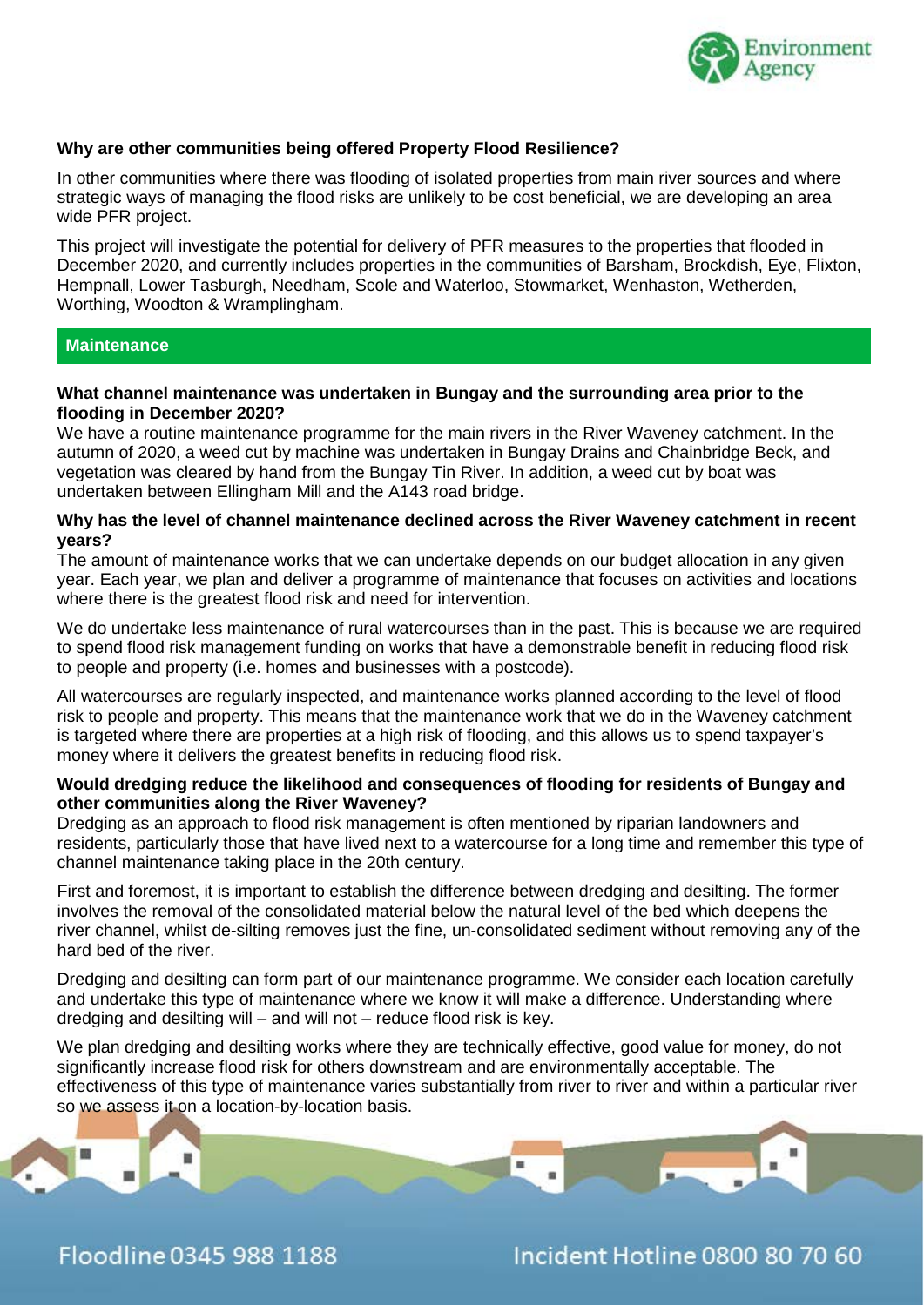**Why are other communities being offered Property Flood Resilience?**

In other communities where there was flooding of isolated properties from main river sources and where strategic ways of managing the flood risks are unlikely to be cost beneficial, we are developing an area wide PFR project.

This project will investigate the potential for delivery of PFR measures to the properties that flooded in December 2020, and currently includes properties in the communities of Barsham, Brockdish, Eye, Flixton, Hempnall, Lower Tasburgh, Needham, Scole and Waterloo, Stowmarket, Wenhaston, Wetherden, Worthing, Woodton & Wramplingham.

## Maintenance

**What channel maintenance was undertaken in Bungay and the surrounding area prior to the flooding in December 2020?**

We have a routine maintenance programme for the main rivers in the River Waveney catchment. In the autumn of 2020, a weed cut by machine was undertaken in Bungay Drains and Chainbridge Beck, and vegetation was cleared by hand from the Bungay Tin River. In addition, a weed cut by boat was undertaken between Ellingham Mill and the A143 road bridge.

**Why has the level of channel maintenance declined across the River Waveney catchment in recent years?**

The amount of maintenance works that we can undertake depends on our budget allocation in any given year. Each year, we plan and deliver a programme of maintenance that focuses on activities and locations where there is the greatest flood risk and need for intervention.

We do undertake less maintenance of rural watercourses than in the past. This is because we are required to spend flood risk management funding on works that have a demonstrable benefit in reducing flood risk to people and property (i.e. homes and businesses with a postcode).

All watercourses are regularly inspected, and maintenance works planned according to the level of flood risk to people and property. This means that the maintenance work that we do in the Waveney catchment is targeted where there are properties at a high risk of flooding, and this allows us to spend taxpayer's money where it delivers the greatest benefits in reducing flood risk.

**Would dredging reduce the likelihood and consequences of flooding for residents of Bungay and other communities along the River Waveney?**

Dredging as an approach to flood risk management is often mentioned by riparian landowners and residents, particularly those that have lived next to a watercourse for a long time and remember this type of channel maintenance taking place in the 20th century.

First and foremost, it is important to establish the difference between dredging and desilting. The former involves the removal of the consolidated material below the natural level of the bed which deepens the river channel, whilst de-silting removes just the fine, un-consolidated sediment without removing any of the hard bed of the river.

Dredging and desilting can form part of our maintenance programme. We consider each location carefully and undertake this type of maintenance where we know it will make a difference. Understanding where dredging and desilting will – and will not – reduce flood risk is key.

We plan dredging and desilting works where they are technically effective, good value for money, do not significantly increase flood risk for others downstream and are environmentally acceptable. The effectiveness of this type of maintenance varies substantially from river to river and within a particular river so we assess it on a location-by-location basis.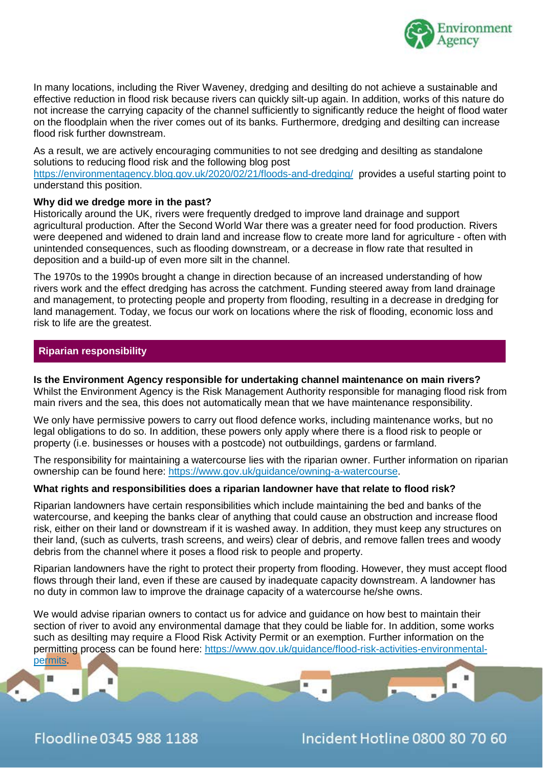In many locations, including the River Waveney, dredging and desilting do not achieve a sustainable and effective reduction in flood risk because rivers can quickly silt-up again. In addition, works of this nature do not increase the carrying capacity of the channel sufficiently to significantly reduce the height of flood water on the floodplain when the river comes out of its banks. Furthermore, dredging and desilting can increase flood risk further downstream.

As a result, we are actively encouraging communities to not see dredging and desilting as standalone solutions to reducing flood risk and the following blog post https://environmentagency.blog.gov.uk/2020/02/21/floods-and-dredging/ provides a useful starting point to understand this position.

**Why did we dredge more in the past?**

Historically around the UK, rivers were frequently dredged to improve land drainage and support agricultural production. After the Second World War there was a greater need for food production. Rivers were deepened and widened to drain land and increase flow to create more land for agriculture - often with unintended consequences, such as flooding downstream, or a decrease in flow rate that resulted in deposition and a build-up of even more silt in the channel.

The 1970s to the 1990s brought a change in direction because of an increased understanding of how rivers work and the effect dredging has across the catchment. Funding steered away from land drainage and management, to protecting people and property from flooding, resulting in a decrease in dredging for land management. Today, we focus our work on locations where the risk of flooding, economic loss and risk to life are the greatest.

## Riparian responsibility

**Is the Environment Agency responsible for undertaking channel maintenance on main rivers?**

Whilst the Environment Agency is the Risk Management Authority responsible for managing flood risk from main rivers and the sea, this does not automatically mean that we have maintenance responsibility.

We only have permissive powers to carry out flood defence works, including maintenance works, but no legal obligations to do so. In addition, these powers only apply where there is a flood risk to people or property (i.e. businesses or houses with a postcode) not outbuildings, gardens or farmland.

The responsibility for maintaining a watercourse lies with the riparian owner. Further information on riparian ownership can be found here: https://www.gov.uk/guidance/owning-a-watercourse.

**What rights and responsibilities does a riparian landowner have that relate to flood risk?**

Riparian landowners have certain responsibilities which include maintaining the bed and banks of the watercourse, and keeping the banks clear of anything that could cause an obstruction and increase flood risk, either on their land or downstream if it is washed away. In addition, they must keep any structures on their land, (such as culverts, trash screens, and weirs) clear of debris, and remove fallen trees and woody debris from the channel where it poses a flood risk to people and property.

Riparian landowners have the right to protect their property from flooding. However, they must accept flood flows through their land, even if these are caused by inadequate capacity downstream. A landowner has no duty in common law to improve the drainage capacity of a watercourse he/she owns.

We would advise riparian owners to contact us for advice and guidance on how best to maintain their section of river to avoid any environmental damage that they could be liable for. In addition, some works such as desilting may require a Flood Risk Activity Permit or an exemption. Further information on the permitting process can be found here: https://www.gov.uk/guidance/flood-risk-activities-environmental-permits.